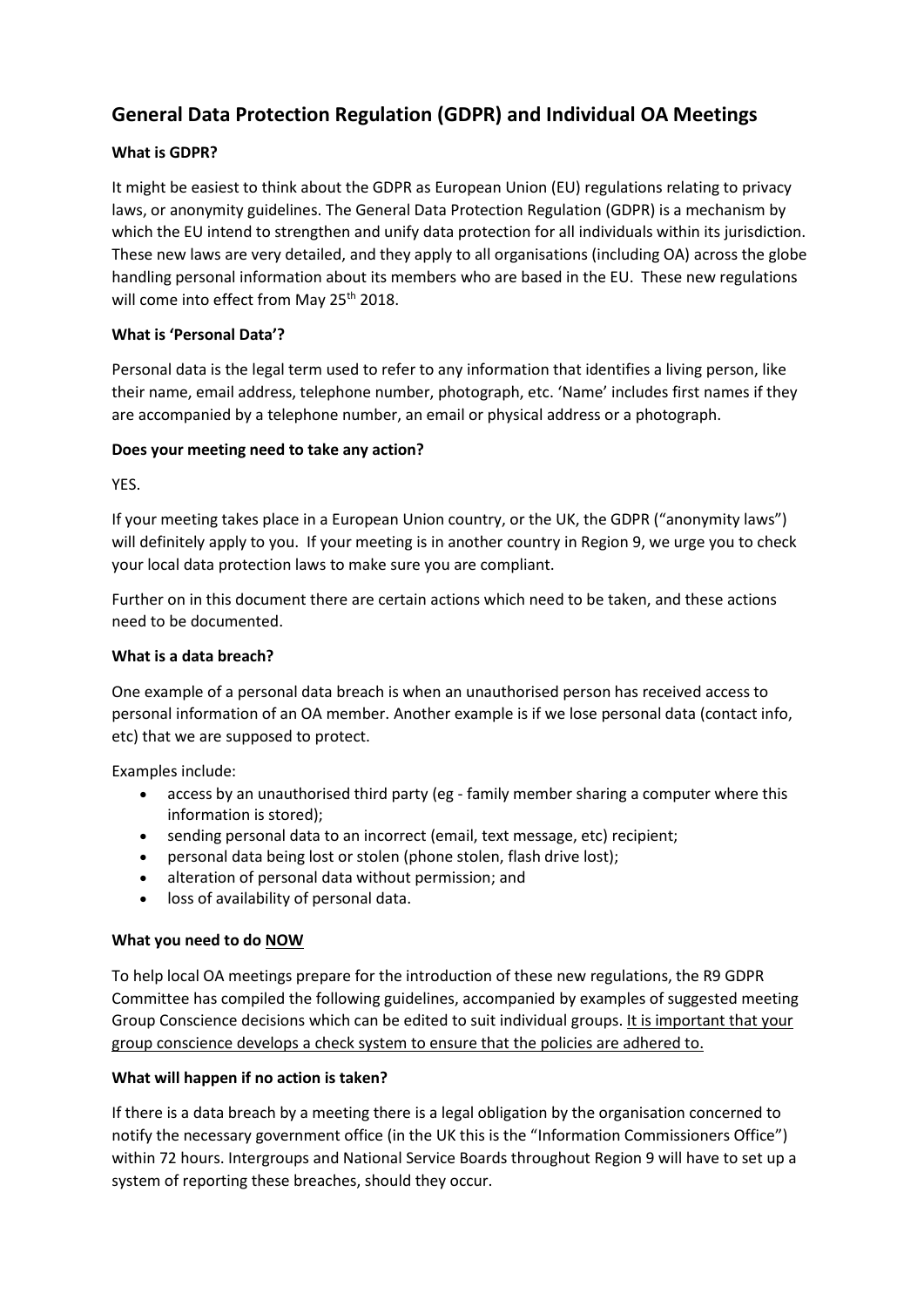# General Data Protection Regulation (GDPR) and Individual OA Meetings

**What is GDPR?**

It might be easiest to think about the GDPR as European Union (EU) regulations relating to privacy laws, or anonymity guidelines. The General Data Protection Regulation (GDPR) is a mechanism by which the EU intend to strengthen and unify data protection for all individuals within its jurisdiction. These new laws are very detailed, and they apply to all organisations (including OA) across the globe handling personal information about its members who are based in the EU. These new regulations will come into effect from May 25th 2018.

**What is 'Personal Data'?**

Personal data is the legal term used to refer to any information that identifies a living person, like their name, email address, telephone number, photograph, etc. 'Name' includes first names if they are accompanied by a telephone number, an email or physical address or a photograph.

**Does your meeting need to take any action?**

YES.

If your meeting takes place in a European Union country, or the UK, the GDPR ("anonymity laws") will definitely apply to you. If your meeting is in another country in Region 9, we urge you to check your local data protection laws to make sure you are compliant.

Further on in this document there are certain actions which need to be taken, and these actions need to be documented.

**What is a data breach?**

One example of a personal data breach is when an unauthorised person has received access to personal information of an OA member. Another example is if we lose personal data (contact info, etc) that we are supposed to protect.

Examples include:

- access by an unauthorised third party (eg - family member sharing a computer where this information is stored);
- sending personal data to an incorrect (email, text message, etc) recipient;
- personal data being lost or stolen (phone stolen, flash drive lost);
- alteration of personal data without permission; and
- loss of availability of personal data.

**What you need to do <u>NOW</u>**

To help local OA meetings prepare for the introduction of these new regulations, the R9 GDPR Committee has compiled the following guidelines, accompanied by examples of suggested meeting Group Conscience decisions which can be edited to suit individual groups. <u>It is important that your group conscience develops a check system to ensure that the policies are adhered to.</u>

**What will happen if no action is taken?**

If there is a data breach by a meeting there is a legal obligation by the organisation concerned to notify the necessary government office (in the UK this is the "Information Commissioners Office") within 72 hours. Intergroups and National Service Boards throughout Region 9 will have to set up a system of reporting these breaches, should they occur.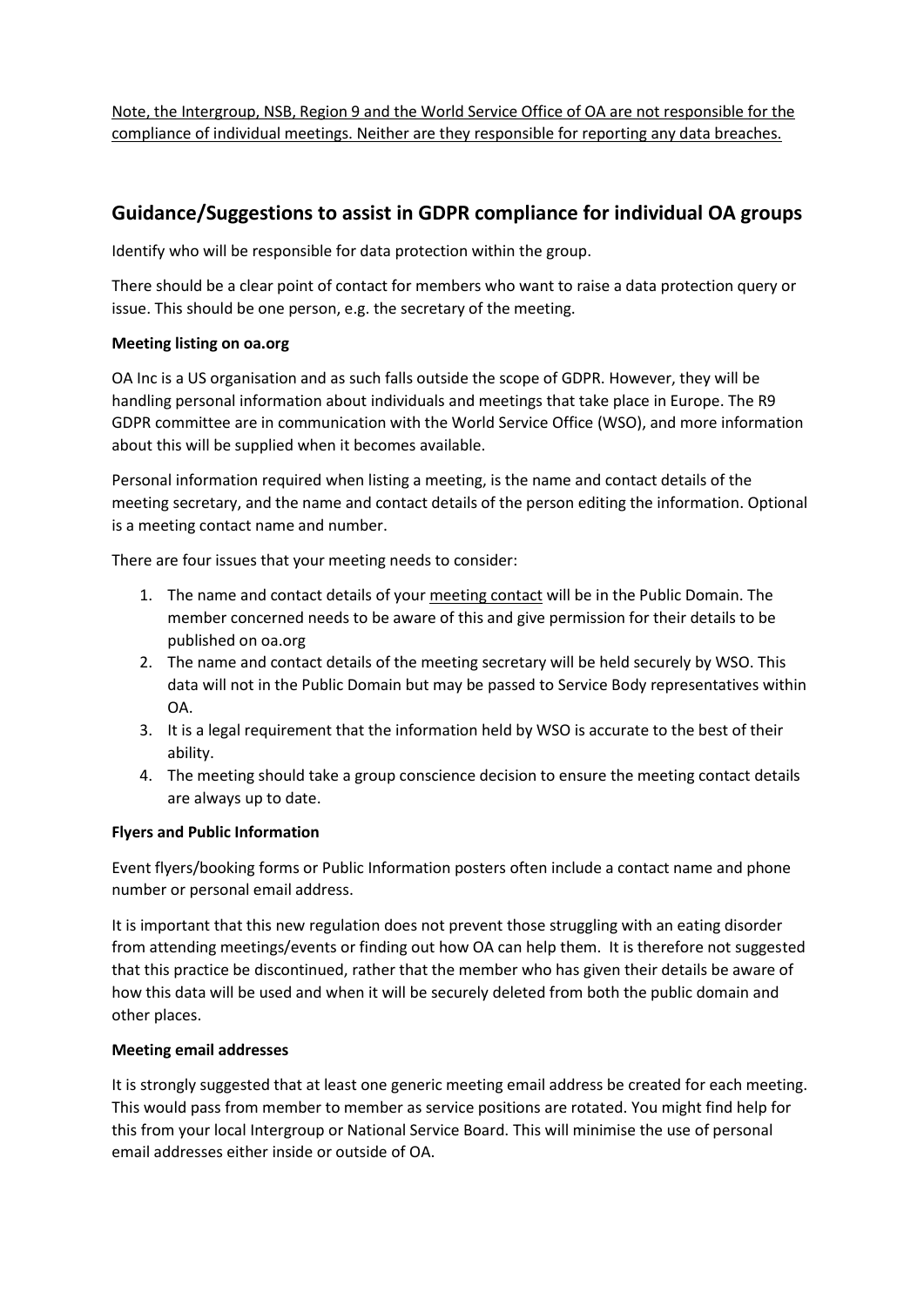<u>Note, the Intergroup, NSB, Region 9 and the World Service Office of OA are not responsible for the compliance of individual meetings. Neither are they responsible for reporting any data breaches.</u>

## Guidance/Suggestions to assist in GDPR compliance for individual OA groups

Identify who will be responsible for data protection within the group.

There should be a clear point of contact for members who want to raise a data protection query or issue. This should be one person, e.g. the secretary of the meeting.

**Meeting listing on oa.org**

OA Inc is a US organisation and as such falls outside the scope of GDPR. However, they will be handling personal information about individuals and meetings that take place in Europe. The R9 GDPR committee are in communication with the World Service Office (WSO), and more information about this will be supplied when it becomes available.

Personal information required when listing a meeting, is the name and contact details of the meeting secretary, and the name and contact details of the person editing the information. Optional is a meeting contact name and number.

There are four issues that your meeting needs to consider:

1. The name and contact details of your <u>meeting contact</u> will be in the Public Domain. The member concerned needs to be aware of this and give permission for their details to be published on oa.org
2. The name and contact details of the meeting secretary will be held securely by WSO. This data will not in the Public Domain but may be passed to Service Body representatives within OA.
3. It is a legal requirement that the information held by WSO is accurate to the best of their ability.
4. The meeting should take a group conscience decision to ensure the meeting contact details are always up to date.

**Flyers and Public Information**

Event flyers/booking forms or Public Information posters often include a contact name and phone number or personal email address.

It is important that this new regulation does not prevent those struggling with an eating disorder from attending meetings/events or finding out how OA can help them. It is therefore not suggested that this practice be discontinued, rather that the member who has given their details be aware of how this data will be used and when it will be securely deleted from both the public domain and other places.

**Meeting email addresses**

It is strongly suggested that at least one generic meeting email address be created for each meeting. This would pass from member to member as service positions are rotated. You might find help for this from your local Intergroup or National Service Board. This will minimise the use of personal email addresses either inside or outside of OA.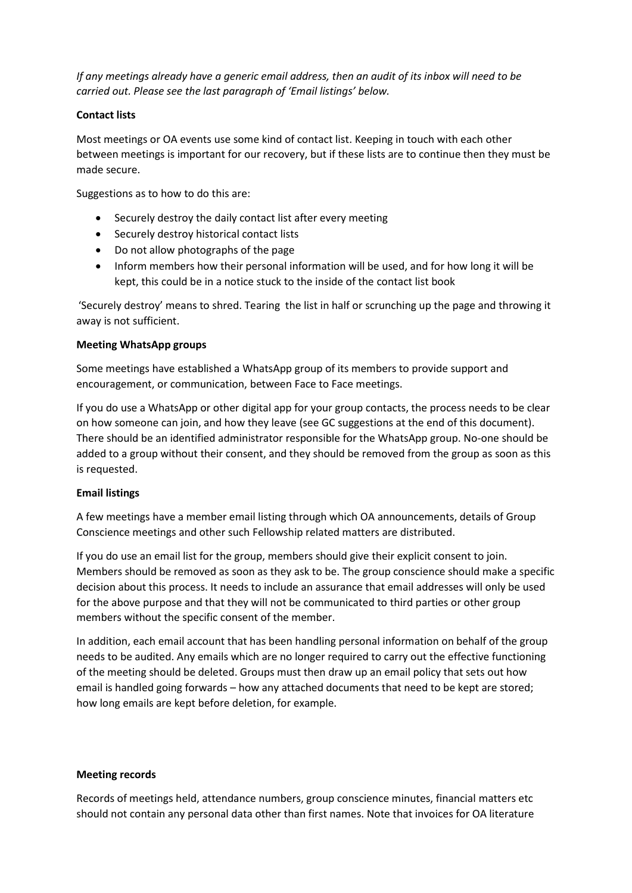*If any meetings already have a generic email address, then an audit of its inbox will need to be carried out. Please see the last paragraph of 'Email listings' below.*

**Contact lists**

Most meetings or OA events use some kind of contact list. Keeping in touch with each other between meetings is important for our recovery, but if these lists are to continue then they must be made secure.

Suggestions as to how to do this are:

- Securely destroy the daily contact list after every meeting
- Securely destroy historical contact lists
- Do not allow photographs of the page
- Inform members how their personal information will be used, and for how long it will be kept, this could be in a notice stuck to the inside of the contact list book

'Securely destroy' means to shred. Tearing the list in half or scrunching up the page and throwing it away is not sufficient.

**Meeting WhatsApp groups**

Some meetings have established a WhatsApp group of its members to provide support and encouragement, or communication, between Face to Face meetings.

If you do use a WhatsApp or other digital app for your group contacts, the process needs to be clear on how someone can join, and how they leave (see GC suggestions at the end of this document). There should be an identified administrator responsible for the WhatsApp group. No-one should be added to a group without their consent, and they should be removed from the group as soon as this is requested.

**Email listings**

A few meetings have a member email listing through which OA announcements, details of Group Conscience meetings and other such Fellowship related matters are distributed.

If you do use an email list for the group, members should give their explicit consent to join. Members should be removed as soon as they ask to be. The group conscience should make a specific decision about this process. It needs to include an assurance that email addresses will only be used for the above purpose and that they will not be communicated to third parties or other group members without the specific consent of the member.

In addition, each email account that has been handling personal information on behalf of the group needs to be audited. Any emails which are no longer required to carry out the effective functioning of the meeting should be deleted. Groups must then draw up an email policy that sets out how email is handled going forwards – how any attached documents that need to be kept are stored; how long emails are kept before deletion, for example.

**Meeting records**

Records of meetings held, attendance numbers, group conscience minutes, financial matters etc should not contain any personal data other than first names. Note that invoices for OA literature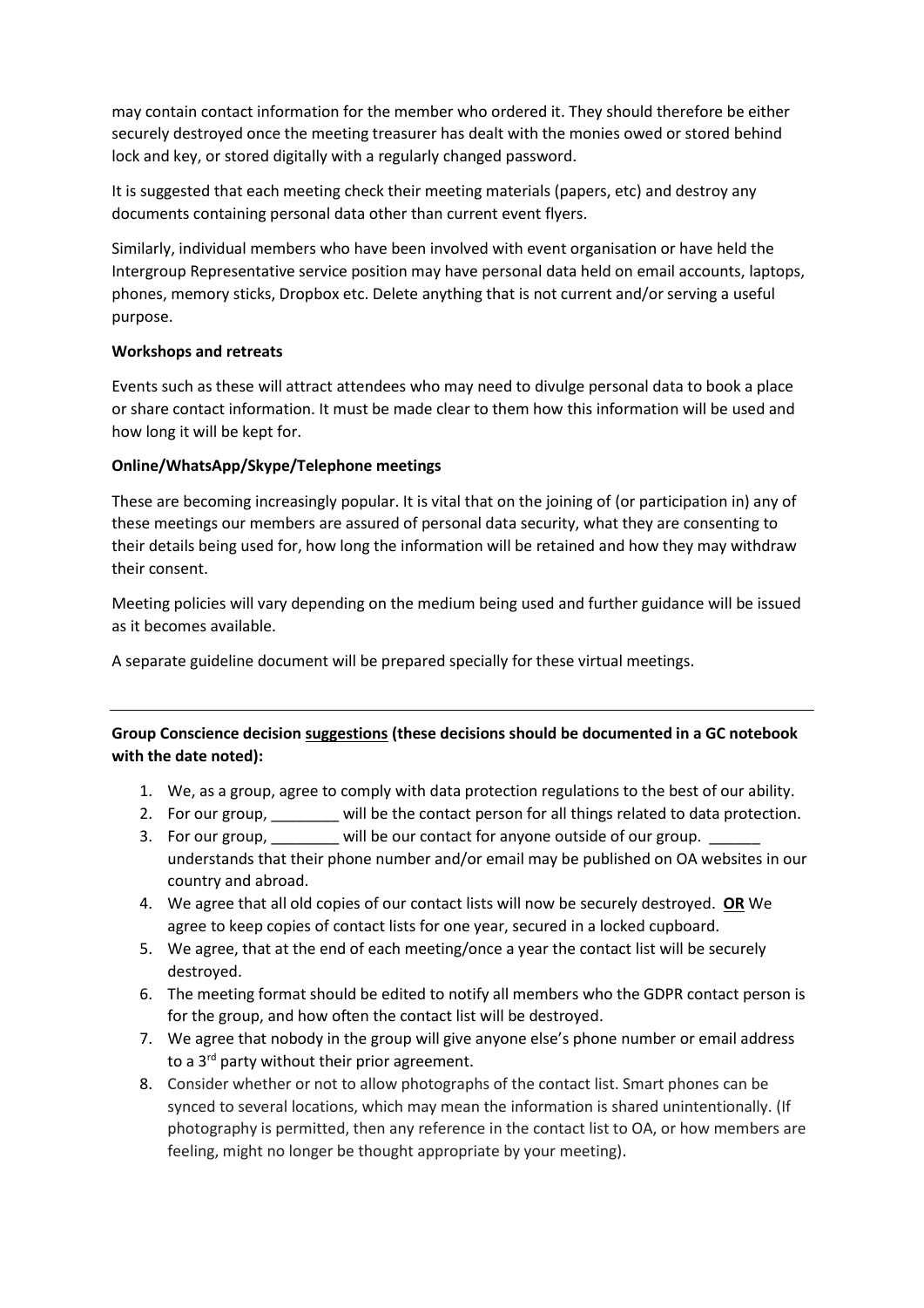may contain contact information for the member who ordered it. They should therefore be either securely destroyed once the meeting treasurer has dealt with the monies owed or stored behind lock and key, or stored digitally with a regularly changed password.

It is suggested that each meeting check their meeting materials (papers, etc) and destroy any documents containing personal data other than current event flyers.

Similarly, individual members who have been involved with event organisation or have held the Intergroup Representative service position may have personal data held on email accounts, laptops, phones, memory sticks, Dropbox etc. Delete anything that is not current and/or serving a useful purpose.

**Workshops and retreats**

Events such as these will attract attendees who may need to divulge personal data to book a place or share contact information. It must be made clear to them how this information will be used and how long it will be kept for.

**Online/WhatsApp/Skype/Telephone meetings**

These are becoming increasingly popular. It is vital that on the joining of (or participation in) any of these meetings our members are assured of personal data security, what they are consenting to their details being used for, how long the information will be retained and how they may withdraw their consent.

Meeting policies will vary depending on the medium being used and further guidance will be issued as it becomes available.

A separate guideline document will be prepared specially for these virtual meetings.

---

**Group Conscience decision suggestions (these decisions should be documented in a GC notebook with the date noted):**

1. We, as a group, agree to comply with data protection regulations to the best of our ability.
2. For our group, ________ will be the contact person for all things related to data protection.
3. For our group, ________ will be our contact for anyone outside of our group. ______ understands that their phone number and/or email may be published on OA websites in our country and abroad.
4. We agree that all old copies of our contact lists will now be securely destroyed. **OR** We agree to keep copies of contact lists for one year, secured in a locked cupboard.
5. We agree, that at the end of each meeting/once a year the contact list will be securely destroyed.
6. The meeting format should be edited to notify all members who the GDPR contact person is for the group, and how often the contact list will be destroyed.
7. We agree that nobody in the group will give anyone else's phone number or email address to a 3rd party without their prior agreement.
8. Consider whether or not to allow photographs of the contact list. Smart phones can be synced to several locations, which may mean the information is shared unintentionally. (If photography is permitted, then any reference in the contact list to OA, or how members are feeling, might no longer be thought appropriate by your meeting).